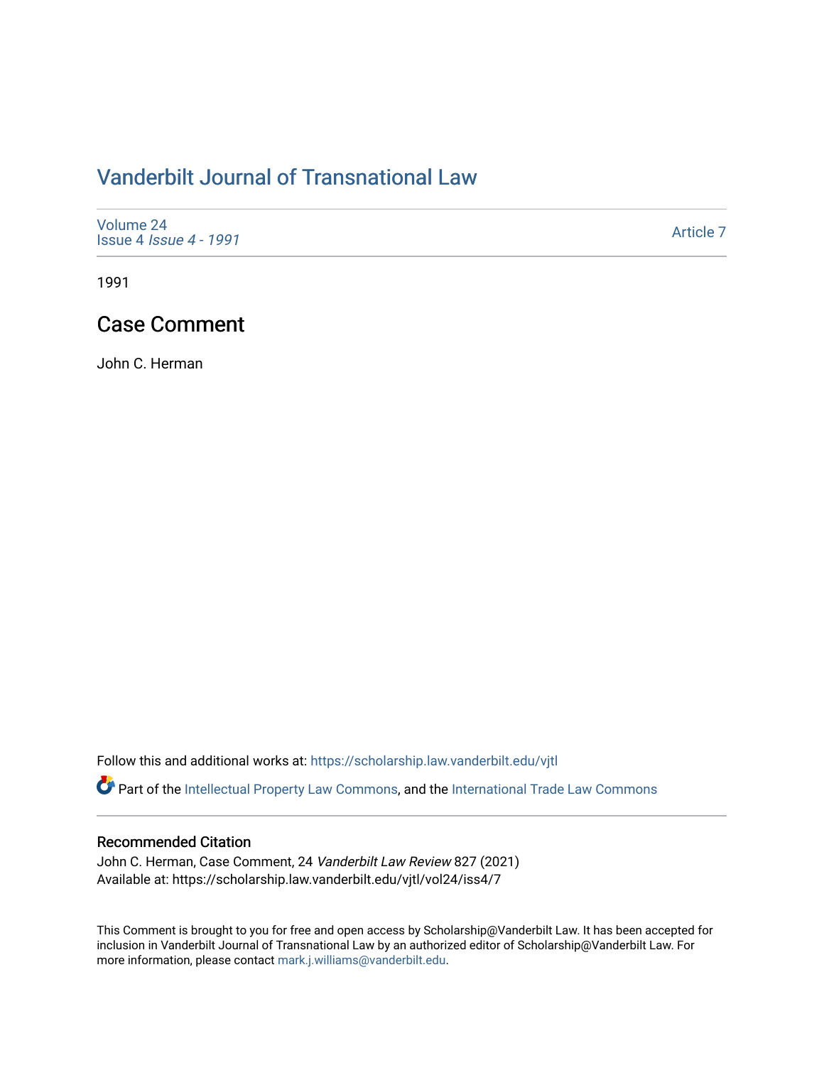# Vanderbilt Journal of Transnational Law

Volume 24
Issue 4 *Issue 4 - 1991*

Article 7

1991

## Case Comment

John C. Herman

Follow this and additional works at: https://scholarship.law.vanderbilt.edu/vjtl

Part of the Intellectual Property Law Commons, and the International Trade Law Commons

### Recommended Citation

John C. Herman, Case Comment, 24 *Vanderbilt Law Review* 827 (2021)
Available at: https://scholarship.law.vanderbilt.edu/vjtl/vol24/iss4/7

This Comment is brought to you for free and open access by Scholarship@Vanderbilt Law. It has been accepted for inclusion in Vanderbilt Journal of Transnational Law by an authorized editor of Scholarship@Vanderbilt Law. For more information, please contact mark.j.williams@vanderbilt.edu.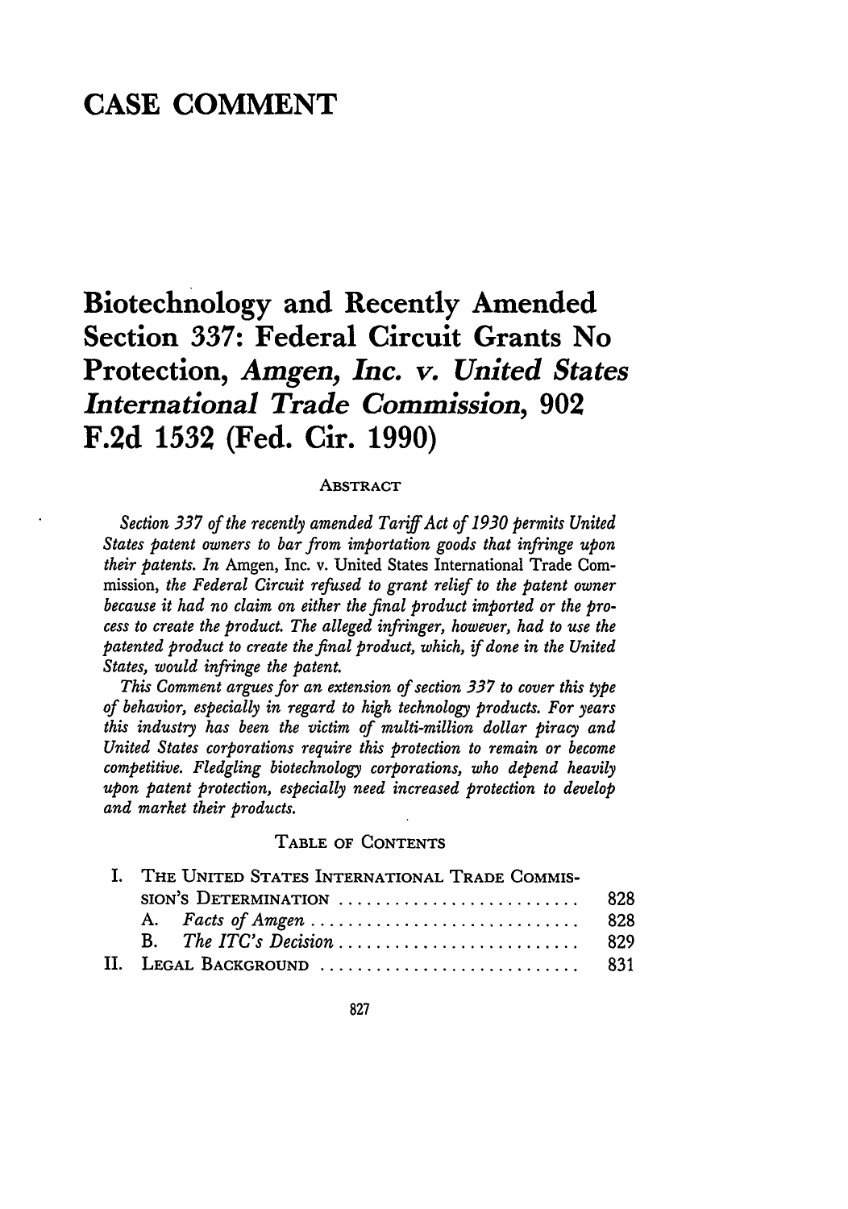# CASE COMMENT

# Biotechnology and Recently Amended Section 337: Federal Circuit Grants No Protection, *Amgen, Inc. v. United States International Trade Commission*, 902 F.2d 1532 (Fed. Cir. 1990)

### ABSTRACT

*Section 337 of the recently amended Tariff Act of 1930 permits United States patent owners to bar from importation goods that infringe upon their patents. In* Amgen, Inc. v. United States International Trade Commission, *the Federal Circuit refused to grant relief to the patent owner because it had no claim on either the final product imported or the process to create the product. The alleged infringer, however, had to use the patented product to create the final product, which, if done in the United States, would infringe the patent.*

*This Comment argues for an extension of section 337 to cover this type of behavior, especially in regard to high technology products. For years this industry has been the victim of multi-million dollar piracy and United States corporations require this protection to remain or become competitive. Fledgling biotechnology corporations, who depend heavily upon patent protection, especially need increased protection to develop and market their products.*

### TABLE OF CONTENTS

| | |
|---|---|
| I. THE UNITED STATES INTERNATIONAL TRADE COMMISSION'S DETERMINATION | 828 |
| A. *Facts of Amgen* | 828 |
| B. *The ITC's Decision* | 829 |
| II. LEGAL BACKGROUND | 831 |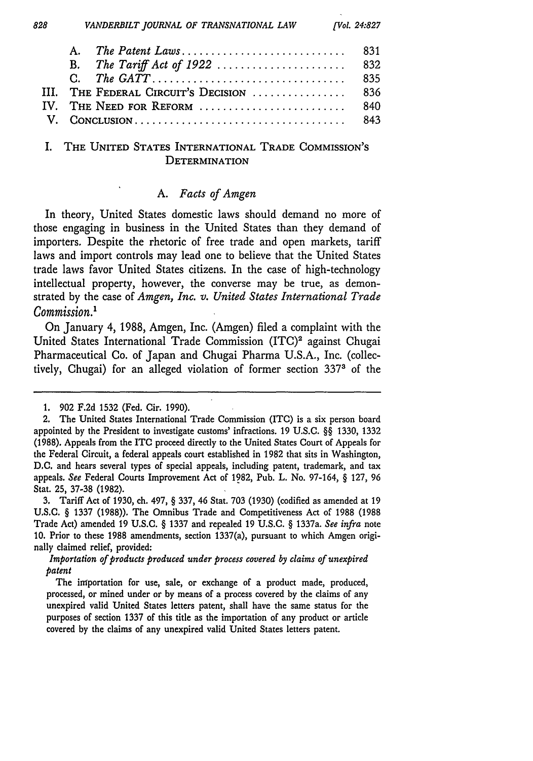| | | |
|---|---|---|
| A. | *The Patent Laws* ............................ | 831 |
| B. | *The Tariff Act of 1922* ...................... | 832 |
| C. | *The GATT* ................................. | 835 |
| III. | THE FEDERAL CIRCUIT'S DECISION ................ | 836 |
| IV. | THE NEED FOR REFORM .......................... | 840 |
| V. | CONCLUSION ..................................... | 843 |

## I. THE UNITED STATES INTERNATIONAL TRADE COMMISSION'S DETERMINATION

### A. *Facts of Amgen*

In theory, United States domestic laws should demand no more of those engaging in business in the United States than they demand of importers. Despite the rhetoric of free trade and open markets, tariff laws and import controls may lead one to believe that the United States trade laws favor United States citizens. In the case of high-technology intellectual property, however, the converse may be true, as demonstrated by the case of *Amgen, Inc. v. United States International Trade Commission.*[1]

On January 4, 1988, Amgen, Inc. (Amgen) filed a complaint with the United States International Trade Commission (ITC)[2] against Chugai Pharmaceutical Co. of Japan and Chugai Pharma U.S.A., Inc. (collectively, Chugai) for an alleged violation of former section 337[3] of the

---

1. 902 F.2d 1532 (Fed. Cir. 1990).

2. The United States International Trade Commission (ITC) is a six person board appointed by the President to investigate customs' infractions. 19 U.S.C. §§ 1330, 1332 (1988). Appeals from the ITC proceed directly to the United States Court of Appeals for the Federal Circuit, a federal appeals court established in 1982 that sits in Washington, D.C. and hears several types of special appeals, including patent, trademark, and tax appeals. *See* Federal Courts Improvement Act of 1982, Pub. L. No. 97-164, § 127, 96 Stat. 25, 37-38 (1982).

3. Tariff Act of 1930, ch. 497, § 337, 46 Stat. 703 (1930) (codified as amended at 19 U.S.C. § 1337 (1988)). The Omnibus Trade and Competitiveness Act of 1988 (1988 Trade Act) amended 19 U.S.C. § 1337 and repealed 19 U.S.C. § 1337a. *See infra* note 10. Prior to these 1988 amendments, section 1337(a), pursuant to which Amgen originally claimed relief, provided:

*Importation of products produced under process covered by claims of unexpired patent*

The importation for use, sale, or exchange of a product made, produced, processed, or mined under or by means of a process covered by the claims of any unexpired valid United States letters patent, shall have the same status for the purposes of section 1337 of this title as the importation of any product or article covered by the claims of any unexpired valid United States letters patent.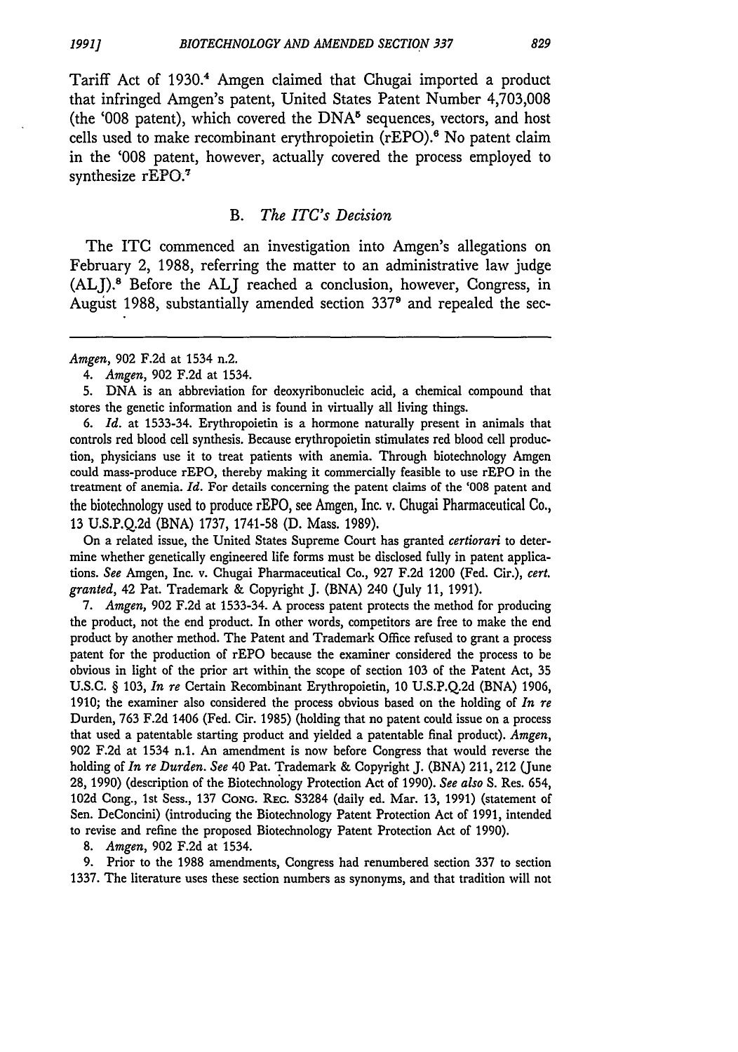Tariff Act of 1930.[4] Amgen claimed that Chugai imported a product that infringed Amgen's patent, United States Patent Number 4,703,008 (the '008 patent), which covered the DNA[5] sequences, vectors, and host cells used to make recombinant erythropoietin (rEPO).[6] No patent claim in the '008 patent, however, actually covered the process employed to synthesize rEPO.[7]

### B. *The ITC's Decision*

The ITC commenced an investigation into Amgen's allegations on February 2, 1988, referring the matter to an administrative law judge (ALJ).[8] Before the ALJ reached a conclusion, however, Congress, in August 1988, substantially amended section 337[9] and repealed the sec-

---

*Amgen*, 902 F.2d at 1534 n.2.

4. *Amgen*, 902 F.2d at 1534.

5. DNA is an abbreviation for deoxyribonucleic acid, a chemical compound that stores the genetic information and is found in virtually all living things.

6. *Id.* at 1533-34. Erythropoietin is a hormone naturally present in animals that controls red blood cell synthesis. Because erythropoietin stimulates red blood cell production, physicians use it to treat patients with anemia. Through biotechnology Amgen could mass-produce rEPO, thereby making it commercially feasible to use rEPO in the treatment of anemia. *Id.* For details concerning the patent claims of the '008 patent and the biotechnology used to produce rEPO, see Amgen, Inc. v. Chugai Pharmaceutical Co., 13 U.S.P.Q.2d (BNA) 1737, 1741-58 (D. Mass. 1989).

On a related issue, the United States Supreme Court has granted *certiorari* to determine whether genetically engineered life forms must be disclosed fully in patent applications. *See* Amgen, Inc. v. Chugai Pharmaceutical Co., 927 F.2d 1200 (Fed. Cir.), *cert. granted*, 42 Pat. Trademark & Copyright J. (BNA) 240 (July 11, 1991).

7. *Amgen*, 902 F.2d at 1533-34. A process patent protects the method for producing the product, not the end product. In other words, competitors are free to make the end product by another method. The Patent and Trademark Office refused to grant a process patent for the production of rEPO because the examiner considered the process to be obvious in light of the prior art within the scope of section 103 of the Patent Act, 35 U.S.C. § 103, *In re* Certain Recombinant Erythropoietin, 10 U.S.P.Q.2d (BNA) 1906, 1910; the examiner also considered the process obvious based on the holding of *In re* Durden, 763 F.2d 1406 (Fed. Cir. 1985) (holding that no patent could issue on a process that used a patentable starting product and yielded a patentable final product). *Amgen*, 902 F.2d at 1534 n.1. An amendment is now before Congress that would reverse the holding of *In re Durden*. *See* 40 Pat. Trademark & Copyright J. (BNA) 211, 212 (June 28, 1990) (description of the Biotechnology Protection Act of 1990). *See also* S. Res. 654, 102d Cong., 1st Sess., 137 CONG. REC. S3284 (daily ed. Mar. 13, 1991) (statement of Sen. DeConcini) (introducing the Biotechnology Patent Protection Act of 1991, intended to revise and refine the proposed Biotechnology Patent Protection Act of 1990).

8. *Amgen*, 902 F.2d at 1534.

9. Prior to the 1988 amendments, Congress had renumbered section 337 to section 1337. The literature uses these section numbers as synonyms, and that tradition will not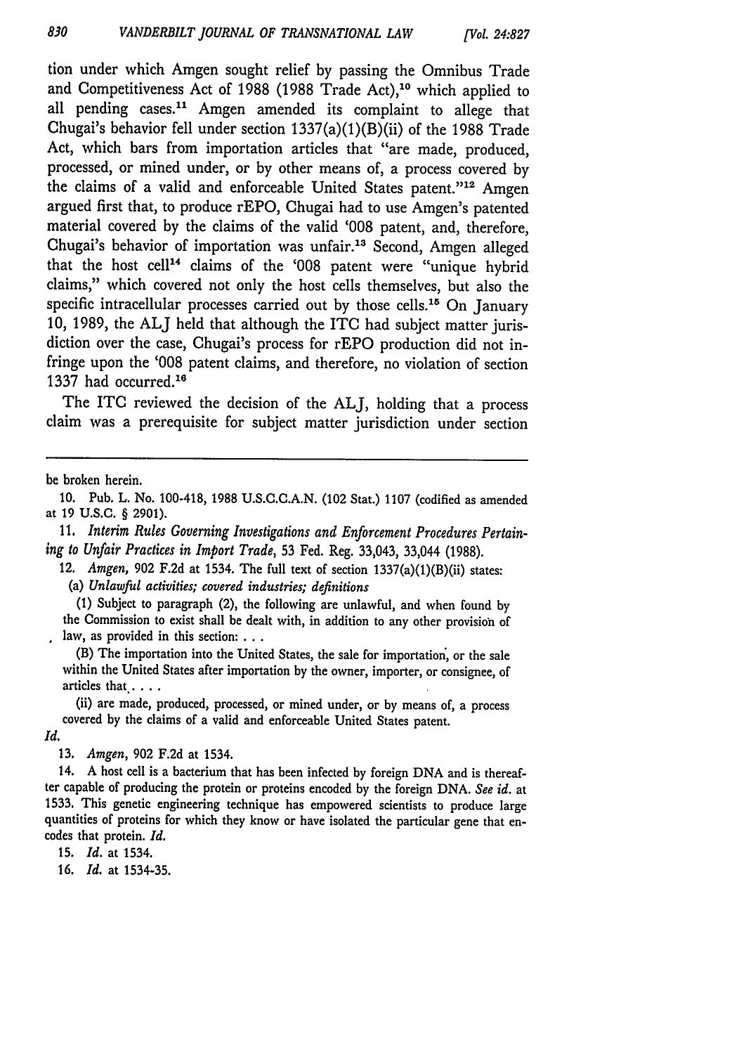tion under which Amgen sought relief by passing the Omnibus Trade and Competitiveness Act of 1988 (1988 Trade Act),[10] which applied to all pending cases.[11] Amgen amended its complaint to allege that Chugai's behavior fell under section 1337(a)(1)(B)(ii) of the 1988 Trade Act, which bars from importation articles that "are made, produced, processed, or mined under, or by other means of, a process covered by the claims of a valid and enforceable United States patent."[12] Amgen argued first that, to produce rEPO, Chugai had to use Amgen's patented material covered by the claims of the valid '008 patent, and, therefore, Chugai's behavior of importation was unfair.[13] Second, Amgen alleged that the host cell[14] claims of the '008 patent were "unique hybrid claims," which covered not only the host cells themselves, but also the specific intracellular processes carried out by those cells.[15] On January 10, 1989, the ALJ held that although the ITC had subject matter jurisdiction over the case, Chugai's process for rEPO production did not infringe upon the '008 patent claims, and therefore, no violation of section 1337 had occurred.[16]

The ITC reviewed the decision of the ALJ, holding that a process claim was a prerequisite for subject matter jurisdiction under section

---

be broken herein.

10. Pub. L. No. 100-418, 1988 U.S.C.C.A.N. (102 Stat.) 1107 (codified as amended at 19 U.S.C. § 2901).

11. *Interim Rules Governing Investigations and Enforcement Procedures Pertaining to Unfair Practices in Import Trade*, 53 Fed. Reg. 33,043, 33,044 (1988).

12. *Amgen*, 902 F.2d at 1534. The full text of section 1337(a)(1)(B)(ii) states:

(a) *Unlawful activities; covered industries; definitions*

(1) Subject to paragraph (2), the following are unlawful, and when found by the Commission to exist shall be dealt with, in addition to any other provision of law, as provided in this section: . . .

(B) The importation into the United States, the sale for importation, or the sale within the United States after importation by the owner, importer, or consignee, of articles that . . . .

(ii) are made, produced, processed, or mined under, or by means of, a process covered by the claims of a valid and enforceable United States patent.

*Id.*

13. *Amgen*, 902 F.2d at 1534.

14. A host cell is a bacterium that has been infected by foreign DNA and is thereafter capable of producing the protein or proteins encoded by the foreign DNA. *See id.* at 1533. This genetic engineering technique has empowered scientists to produce large quantities of proteins for which they know or have isolated the particular gene that encodes that protein. *Id.*

15. *Id.* at 1534.

16. *Id.* at 1534-35.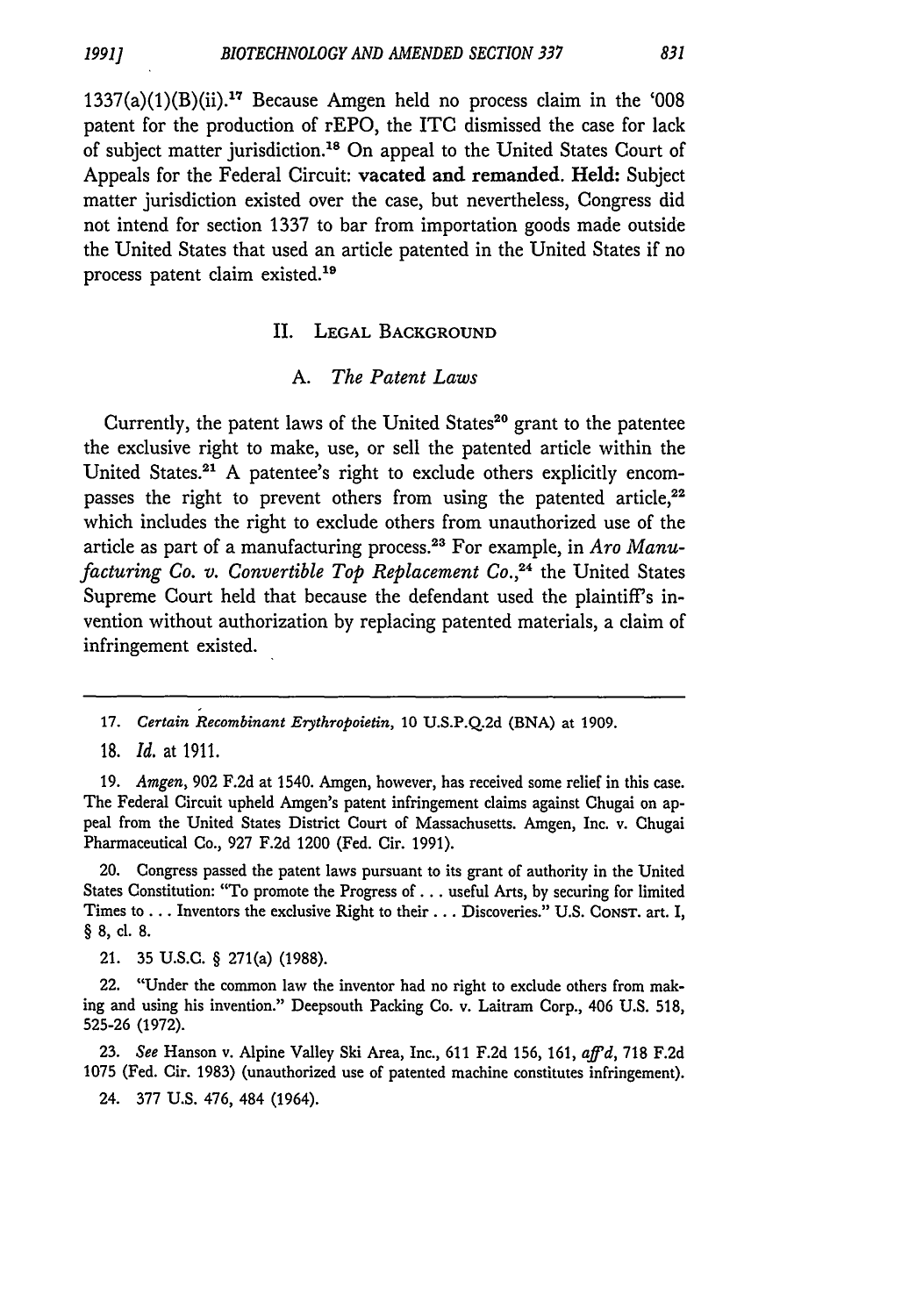1337(a)(1)(B)(ii).[17] Because Amgen held no process claim in the '008 patent for the production of rEPO, the ITC dismissed the case for lack of subject matter jurisdiction.[18] On appeal to the United States Court of Appeals for the Federal Circuit: **vacated and remanded. Held:** Subject matter jurisdiction existed over the case, but nevertheless, Congress did not intend for section 1337 to bar from importation goods made outside the United States that used an article patented in the United States if no process patent claim existed.[19]

## II. Legal Background

### A. *The Patent Laws*

Currently, the patent laws of the United States[20] grant to the patentee the exclusive right to make, use, or sell the patented article within the United States.[21] A patentee's right to exclude others explicitly encompasses the right to prevent others from using the patented article,[22] which includes the right to exclude others from unauthorized use of the article as part of a manufacturing process.[23] For example, in *Aro Manufacturing Co. v. Convertible Top Replacement Co.*,[24] the United States Supreme Court held that because the defendant used the plaintiff's invention without authorization by replacing patented materials, a claim of infringement existed.

---

17. *Certain Recombinant Erythropoietin*, 10 U.S.P.Q.2d (BNA) at 1909.

18. *Id.* at 1911.

19. *Amgen*, 902 F.2d at 1540. Amgen, however, has received some relief in this case. The Federal Circuit upheld Amgen's patent infringement claims against Chugai on appeal from the United States District Court of Massachusetts. Amgen, Inc. v. Chugai Pharmaceutical Co., 927 F.2d 1200 (Fed. Cir. 1991).

20. Congress passed the patent laws pursuant to its grant of authority in the United States Constitution: "To promote the Progress of . . . useful Arts, by securing for limited Times to . . . Inventors the exclusive Right to their . . . Discoveries." U.S. Const. art. I, § 8, cl. 8.

21. 35 U.S.C. § 271(a) (1988).

22. "Under the common law the inventor had no right to exclude others from making and using his invention." Deepsouth Packing Co. v. Laitram Corp., 406 U.S. 518, 525-26 (1972).

23. *See* Hanson v. Alpine Valley Ski Area, Inc., 611 F.2d 156, 161, *aff'd*, 718 F.2d 1075 (Fed. Cir. 1983) (unauthorized use of patented machine constitutes infringement).

24. 377 U.S. 476, 484 (1964).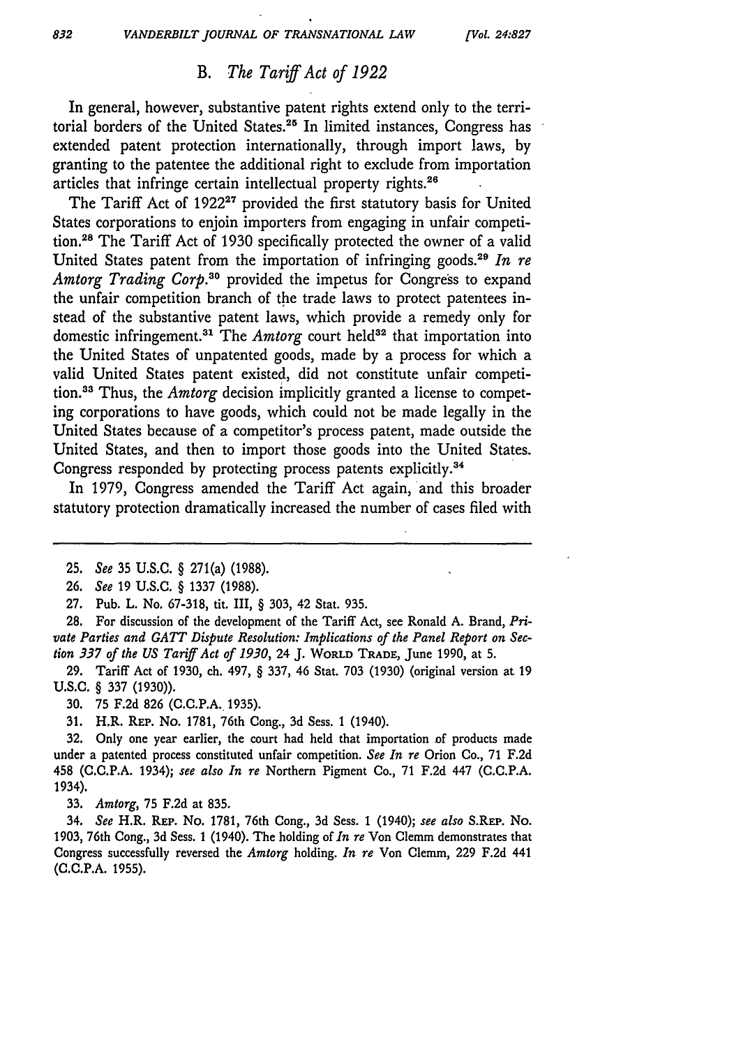### B. *The Tariff Act of 1922*

In general, however, substantive patent rights extend only to the territorial borders of the United States.[25] In limited instances, Congress has extended patent protection internationally, through import laws, by granting to the patentee the additional right to exclude from importation articles that infringe certain intellectual property rights.[26]

The Tariff Act of 1922[27] provided the first statutory basis for United States corporations to enjoin importers from engaging in unfair competition.[28] The Tariff Act of 1930 specifically protected the owner of a valid United States patent from the importation of infringing goods.[29] *In re Amtorg Trading Corp.*[30] provided the impetus for Congress to expand the unfair competition branch of the trade laws to protect patentees instead of the substantive patent laws, which provide a remedy only for domestic infringement.[31] The *Amtorg* court held[32] that importation into the United States of unpatented goods, made by a process for which a valid United States patent existed, did not constitute unfair competition.[33] Thus, the *Amtorg* decision implicitly granted a license to competing corporations to have goods, which could not be made legally in the United States because of a competitor's process patent, made outside the United States, and then to import those goods into the United States. Congress responded by protecting process patents explicitly.[34]

In 1979, Congress amended the Tariff Act again, and this broader statutory protection dramatically increased the number of cases filed with

---

25. *See* 35 U.S.C. § 271(a) (1988).

26. *See* 19 U.S.C. § 1337 (1988).

27. Pub. L. No. 67-318, tit. III, § 303, 42 Stat. 935.

28. For discussion of the development of the Tariff Act, see Ronald A. Brand, *Private Parties and GATT Dispute Resolution: Implications of the Panel Report on Section 337 of the US Tariff Act of 1930*, 24 J. WORLD TRADE, June 1990, at 5.

29. Tariff Act of 1930, ch. 497, § 337, 46 Stat. 703 (1930) (original version at 19 U.S.C. § 337 (1930)).

30. 75 F.2d 826 (C.C.P.A. 1935).

31. H.R. REP. NO. 1781, 76th Cong., 3d Sess. 1 (1940).

32. Only one year earlier, the court had held that importation of products made under a patented process constituted unfair competition. *See In re* Orion Co., 71 F.2d 458 (C.C.P.A. 1934); *see also In re* Northern Pigment Co., 71 F.2d 447 (C.C.P.A. 1934).

33. *Amtorg*, 75 F.2d at 835.

34. *See* H.R. REP. NO. 1781, 76th Cong., 3d Sess. 1 (1940); *see also* S.REP. NO. 1903, 76th Cong., 3d Sess. 1 (1940). The holding of *In re* Von Clemm demonstrates that Congress successfully reversed the *Amtorg* holding. *In re* Von Clemm, 229 F.2d 441 (C.C.P.A. 1955).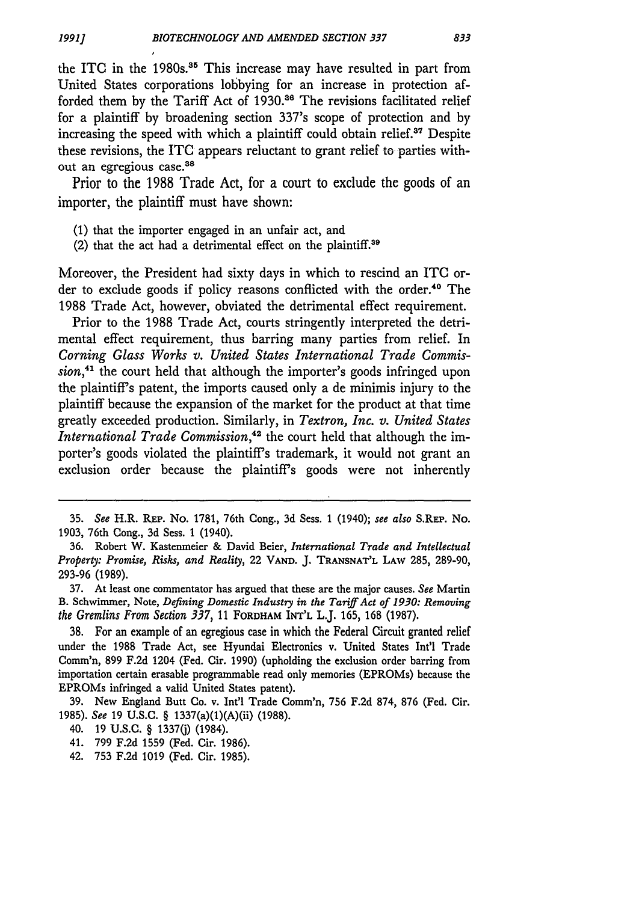the ITC in the 1980s.[35] This increase may have resulted in part from United States corporations lobbying for an increase in protection afforded them by the Tariff Act of 1930.[36] The revisions facilitated relief for a plaintiff by broadening section 337's scope of protection and by increasing the speed with which a plaintiff could obtain relief.[37] Despite these revisions, the ITC appears reluctant to grant relief to parties without an egregious case.[38]

Prior to the 1988 Trade Act, for a court to exclude the goods of an importer, the plaintiff must have shown:

(1) that the importer engaged in an unfair act, and
(2) that the act had a detrimental effect on the plaintiff.[39]

Moreover, the President had sixty days in which to rescind an ITC order to exclude goods if policy reasons conflicted with the order.[40] The 1988 Trade Act, however, obviated the detrimental effect requirement.

Prior to the 1988 Trade Act, courts stringently interpreted the detrimental effect requirement, thus barring many parties from relief. In *Corning Glass Works v. United States International Trade Commission*,[41] the court held that although the importer's goods infringed upon the plaintiff's patent, the imports caused only a de minimis injury to the plaintiff because the expansion of the market for the product at that time greatly exceeded production. Similarly, in *Textron, Inc. v. United States International Trade Commission*,[42] the court held that although the importer's goods violated the plaintiff's trademark, it would not grant an exclusion order because the plaintiff's goods were not inherently

---

35. *See* H.R. REP. No. 1781, 76th Cong., 3d Sess. 1 (1940); *see also* S.REP. No. 1903, 76th Cong., 3d Sess. 1 (1940).

36. Robert W. Kastenmeier & David Beier, *International Trade and Intellectual Property: Promise, Risks, and Reality*, 22 VAND. J. TRANSNAT'L LAW 285, 289-90, 293-96 (1989).

37. At least one commentator has argued that these are the major causes. *See* Martin B. Schwimmer, Note, *Defining Domestic Industry in the Tariff Act of 1930: Removing the Gremlins From Section 337*, 11 FORDHAM INT'L L.J. 165, 168 (1987).

38. For an example of an egregious case in which the Federal Circuit granted relief under the 1988 Trade Act, see Hyundai Electronics v. United States Int'l Trade Comm'n, 899 F.2d 1204 (Fed. Cir. 1990) (upholding the exclusion order barring from importation certain erasable programmable read only memories (EPROMs) because the EPROMs infringed a valid United States patent).

39. New England Butt Co. v. Int'l Trade Comm'n, 756 F.2d 874, 876 (Fed. Cir. 1985). *See* 19 U.S.C. § 1337(a)(1)(A)(ii) (1988).

40. 19 U.S.C. § 1337(j) (1984).

41. 799 F.2d 1559 (Fed. Cir. 1986).

42. 753 F.2d 1019 (Fed. Cir. 1985).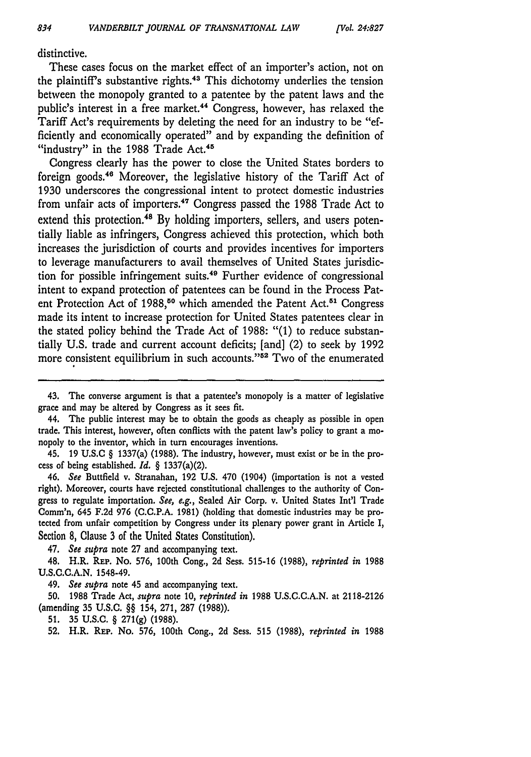distinctive.

These cases focus on the market effect of an importer's action, not on the plaintiff's substantive rights.[43] This dichotomy underlies the tension between the monopoly granted to a patentee by the patent laws and the public's interest in a free market.[44] Congress, however, has relaxed the Tariff Act's requirements by deleting the need for an industry to be "efficiently and economically operated" and by expanding the definition of "industry" in the 1988 Trade Act.[45]

Congress clearly has the power to close the United States borders to foreign goods.[46] Moreover, the legislative history of the Tariff Act of 1930 underscores the congressional intent to protect domestic industries from unfair acts of importers.[47] Congress passed the 1988 Trade Act to extend this protection.[48] By holding importers, sellers, and users potentially liable as infringers, Congress achieved this protection, which both increases the jurisdiction of courts and provides incentives for importers to leverage manufacturers to avail themselves of United States jurisdiction for possible infringement suits.[49] Further evidence of congressional intent to expand protection of patentees can be found in the Process Patent Protection Act of 1988,[50] which amended the Patent Act.[51] Congress made its intent to increase protection for United States patentees clear in the stated policy behind the Trade Act of 1988: "(1) to reduce substantially U.S. trade and current account deficits; [and] (2) to seek by 1992 more consistent equilibrium in such accounts."[52] Two of the enumerated

---

43. The converse argument is that a patentee's monopoly is a matter of legislative grace and may be altered by Congress as it sees fit.

44. The public interest may be to obtain the goods as cheaply as possible in open trade. This interest, however, often conflicts with the patent law's policy to grant a monopoly to the inventor, which in turn encourages inventions.

45. 19 U.S.C § 1337(a) (1988). The industry, however, must exist or be in the process of being established. *Id.* § 1337(a)(2).

46. *See* Buttfield v. Stranahan, 192 U.S. 470 (1904) (importation is not a vested right). Moreover, courts have rejected constitutional challenges to the authority of Congress to regulate importation. *See, e.g.*, Sealed Air Corp. v. United States Int'l Trade Comm'n, 645 F.2d 976 (C.C.P.A. 1981) (holding that domestic industries may be protected from unfair competition by Congress under its plenary power grant in Article I, Section 8, Clause 3 of the United States Constitution).

47. *See supra* note 27 and accompanying text.

48. H.R. REP. No. 576, 100th Cong., 2d Sess. 515-16 (1988), *reprinted in* 1988 U.S.C.C.A.N. 1548-49.

49. *See supra* note 45 and accompanying text.

50. 1988 Trade Act, *supra* note 10, *reprinted in* 1988 U.S.C.C.A.N. at 2118-2126 (amending 35 U.S.C. §§ 154, 271, 287 (1988)).

51. 35 U.S.C. § 271(g) (1988).

52. H.R. REP. No. 576, 100th Cong., 2d Sess. 515 (1988), *reprinted in* 1988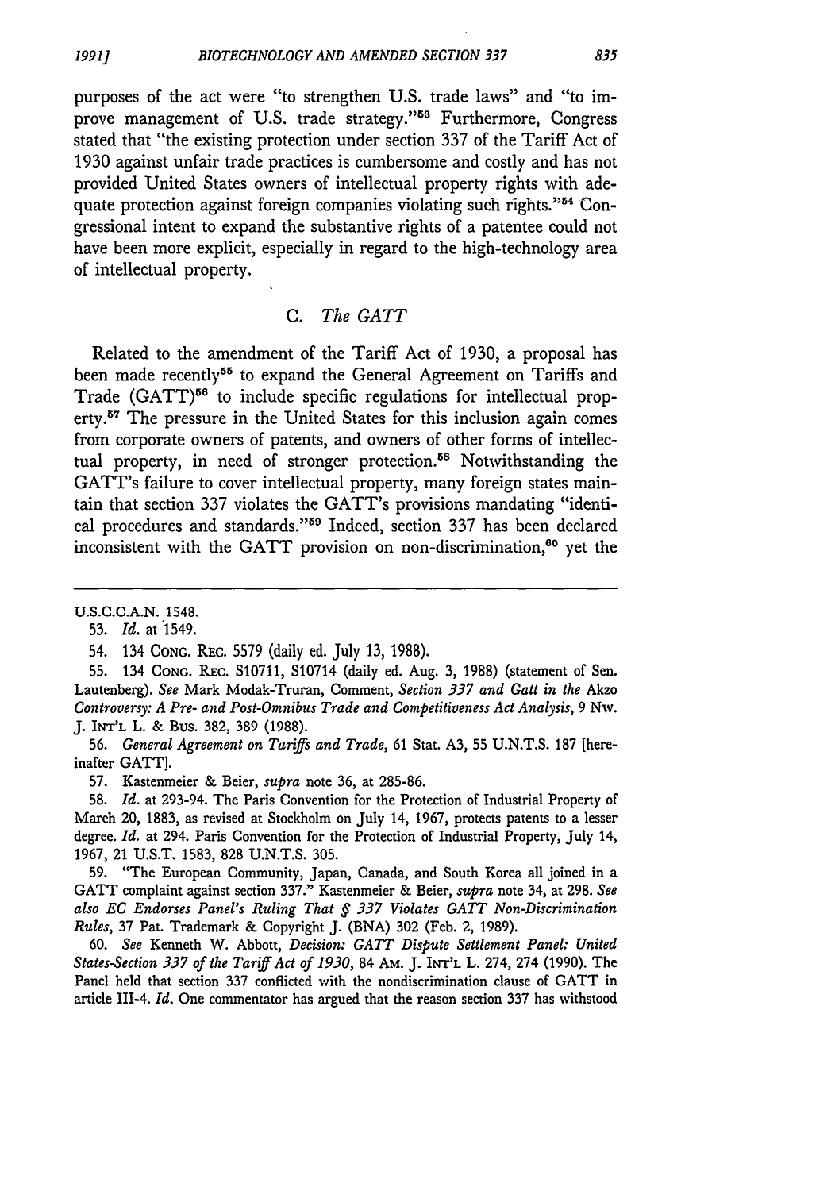purposes of the act were "to strengthen U.S. trade laws" and "to improve management of U.S. trade strategy."[53] Furthermore, Congress stated that "the existing protection under section 337 of the Tariff Act of 1930 against unfair trade practices is cumbersome and costly and has not provided United States owners of intellectual property rights with adequate protection against foreign companies violating such rights."[54] Congressional intent to expand the substantive rights of a patentee could not have been more explicit, especially in regard to the high-technology area of intellectual property.

### C. *The GATT*

Related to the amendment of the Tariff Act of 1930, a proposal has been made recently[55] to expand the General Agreement on Tariffs and Trade (GATT)[56] to include specific regulations for intellectual property.[57] The pressure in the United States for this inclusion again comes from corporate owners of patents, and owners of other forms of intellectual property, in need of stronger protection.[58] Notwithstanding the GATT's failure to cover intellectual property, many foreign states maintain that section 337 violates the GATT's provisions mandating "identical procedures and standards."[59] Indeed, section 337 has been declared inconsistent with the GATT provision on non-discrimination,[60] yet the

---

U.S.C.C.A.N. 1548.

53. *Id.* at 1549.

54. 134 CONG. REC. 5579 (daily ed. July 13, 1988).

55. 134 CONG. REC. S10711, S10714 (daily ed. Aug. 3, 1988) (statement of Sen. Lautenberg). *See* Mark Modak-Truran, Comment, *Section 337 and Gatt in the* Akzo *Controversy: A Pre- and Post-Omnibus Trade and Competitiveness Act Analysis*, 9 NW. J. INT'L L. & BUS. 382, 389 (1988).

56. *General Agreement on Tariffs and Trade*, 61 Stat. A3, 55 U.N.T.S. 187 [hereinafter GATT].

57. Kastenmeier & Beier, *supra* note 36, at 285-86.

58. *Id.* at 293-94. The Paris Convention for the Protection of Industrial Property of March 20, 1883, as revised at Stockholm on July 14, 1967, protects patents to a lesser degree. *Id.* at 294. Paris Convention for the Protection of Industrial Property, July 14, 1967, 21 U.S.T. 1583, 828 U.N.T.S. 305.

59. "The European Community, Japan, Canada, and South Korea all joined in a GATT complaint against section 337." Kastenmeier & Beier, *supra* note 34, at 298. *See also EC Endorses Panel's Ruling That § 337 Violates GATT Non-Discrimination Rules*, 37 Pat. Trademark & Copyright J. (BNA) 302 (Feb. 2, 1989).

60. *See* Kenneth W. Abbott, *Decision: GATT Dispute Settlement Panel: United States-Section 337 of the Tariff Act of 1930*, 84 AM. J. INT'L L. 274, 274 (1990). The Panel held that section 337 conflicted with the nondiscrimination clause of GATT in article III-4. *Id.* One commentator has argued that the reason section 337 has withstood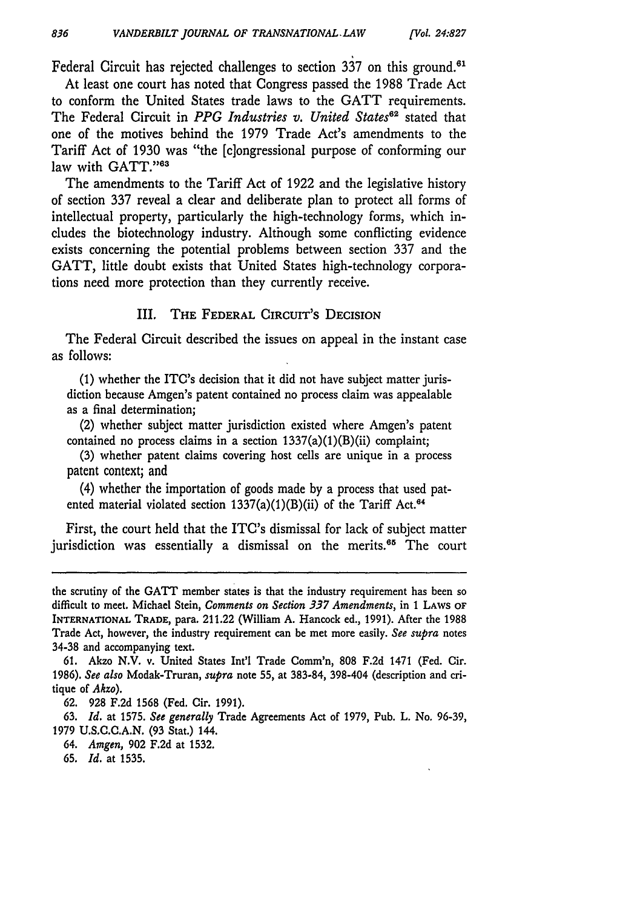Federal Circuit has rejected challenges to section 337 on this ground.[61]

At least one court has noted that Congress passed the 1988 Trade Act to conform the United States trade laws to the GATT requirements. The Federal Circuit in *PPG Industries v. United States*[62] stated that one of the motives behind the 1979 Trade Act's amendments to the Tariff Act of 1930 was "the [c]ongressional purpose of conforming our law with GATT."[63]

The amendments to the Tariff Act of 1922 and the legislative history of section 337 reveal a clear and deliberate plan to protect all forms of intellectual property, particularly the high-technology forms, which includes the biotechnology industry. Although some conflicting evidence exists concerning the potential problems between section 337 and the GATT, little doubt exists that United States high-technology corporations need more protection than they currently receive.

## III. The Federal Circuit's Decision

The Federal Circuit described the issues on appeal in the instant case as follows:

> (1) whether the ITC's decision that it did not have subject matter jurisdiction because Amgen's patent contained no process claim was appealable as a final determination;
>
> (2) whether subject matter jurisdiction existed where Amgen's patent contained no process claims in a section 1337(a)(1)(B)(ii) complaint;
>
> (3) whether patent claims covering host cells are unique in a process patent context; and
>
> (4) whether the importation of goods made by a process that used patented material violated section 1337(a)(1)(B)(ii) of the Tariff Act.[64]

First, the court held that the ITC's dismissal for lack of subject matter jurisdiction was essentially a dismissal on the merits.[65] The court

---

the scrutiny of the GATT member states is that the industry requirement has been so difficult to meet. Michael Stein, *Comments on Section 337 Amendments*, in 1 LAWS OF INTERNATIONAL TRADE, para. 211.22 (William A. Hancock ed., 1991). After the 1988 Trade Act, however, the industry requirement can be met more easily. *See supra* notes 34-38 and accompanying text.

61. Akzo N.V. v. United States Int'l Trade Comm'n, 808 F.2d 1471 (Fed. Cir. 1986). *See also* Modak-Truran, *supra* note 55, at 383-84, 398-404 (description and critique of *Akzo*).

62. 928 F.2d 1568 (Fed. Cir. 1991).

63. *Id.* at 1575. *See generally* Trade Agreements Act of 1979, Pub. L. No. 96-39, 1979 U.S.C.C.A.N. (93 Stat.) 144.

64. *Amgen*, 902 F.2d at 1532.

65. *Id.* at 1535.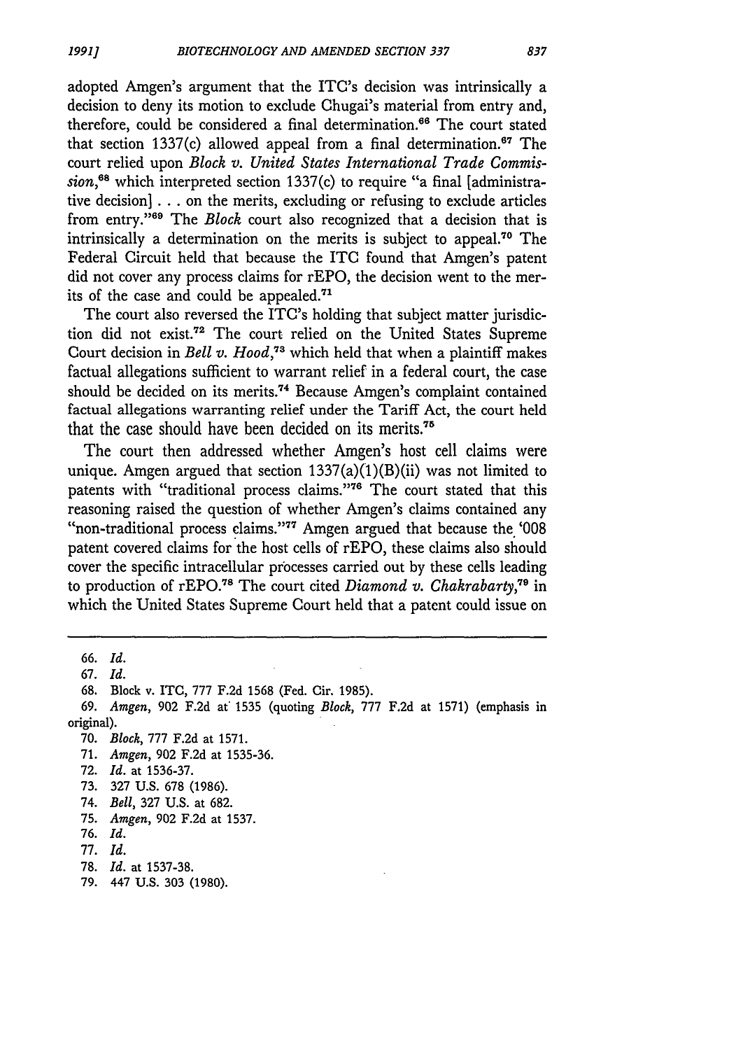adopted Amgen's argument that the ITC's decision was intrinsically a decision to deny its motion to exclude Chugai's material from entry and, therefore, could be considered a final determination.[66] The court stated that section 1337(c) allowed appeal from a final determination.[67] The court relied upon *Block v. United States International Trade Commission*,[68] which interpreted section 1337(c) to require "a final [administrative decision] . . . on the merits, excluding or refusing to exclude articles from entry."[69] The *Block* court also recognized that a decision that is intrinsically a determination on the merits is subject to appeal.[70] The Federal Circuit held that because the ITC found that Amgen's patent did not cover any process claims for rEPO, the decision went to the merits of the case and could be appealed.[71]

The court also reversed the ITC's holding that subject matter jurisdiction did not exist.[72] The court relied on the United States Supreme Court decision in *Bell v. Hood*,[73] which held that when a plaintiff makes factual allegations sufficient to warrant relief in a federal court, the case should be decided on its merits.[74] Because Amgen's complaint contained factual allegations warranting relief under the Tariff Act, the court held that the case should have been decided on its merits.[75]

The court then addressed whether Amgen's host cell claims were unique. Amgen argued that section 1337(a)(1)(B)(ii) was not limited to patents with "traditional process claims."[76] The court stated that this reasoning raised the question of whether Amgen's claims contained any "non-traditional process claims."[77] Amgen argued that because the '008 patent covered claims for the host cells of rEPO, these claims also should cover the specific intracellular processes carried out by these cells leading to production of rEPO.[78] The court cited *Diamond v. Chakrabarty*,[79] in which the United States Supreme Court held that a patent could issue on

---

66. *Id.*

67. *Id.*

68. Block v. ITC, 777 F.2d 1568 (Fed. Cir. 1985).

69. *Amgen*, 902 F.2d at 1535 (quoting *Block*, 777 F.2d at 1571) (emphasis in original).

70. *Block*, 777 F.2d at 1571.

71. *Amgen*, 902 F.2d at 1535-36.

72. *Id.* at 1536-37.

73. 327 U.S. 678 (1986).

74. *Bell*, 327 U.S. at 682.

75. *Amgen*, 902 F.2d at 1537.

76. *Id.*

77. *Id.*

78. *Id.* at 1537-38.

79. 447 U.S. 303 (1980).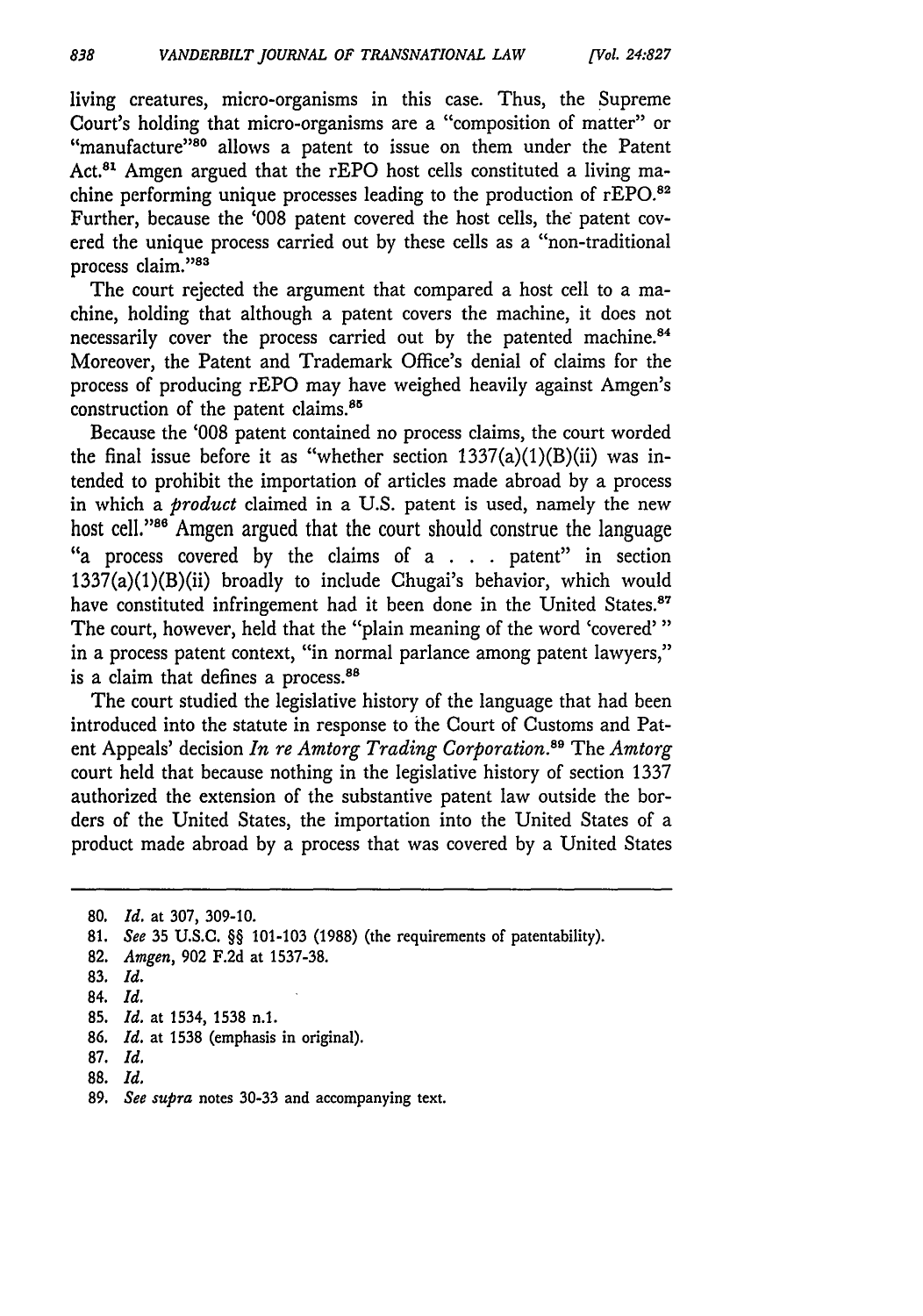living creatures, micro-organisms in this case. Thus, the Supreme Court's holding that micro-organisms are a "composition of matter" or "manufacture"[80] allows a patent to issue on them under the Patent Act.[81] Amgen argued that the rEPO host cells constituted a living machine performing unique processes leading to the production of rEPO.[82] Further, because the '008 patent covered the host cells, the patent covered the unique process carried out by these cells as a "non-traditional process claim."[83]

The court rejected the argument that compared a host cell to a machine, holding that although a patent covers the machine, it does not necessarily cover the process carried out by the patented machine.[84] Moreover, the Patent and Trademark Office's denial of claims for the process of producing rEPO may have weighed heavily against Amgen's construction of the patent claims.[85]

Because the '008 patent contained no process claims, the court worded the final issue before it as "whether section 1337(a)(1)(B)(ii) was intended to prohibit the importation of articles made abroad by a process in which a *product* claimed in a U.S. patent is used, namely the new host cell."[86] Amgen argued that the court should construe the language "a process covered by the claims of a . . . patent" in section 1337(a)(1)(B)(ii) broadly to include Chugai's behavior, which would have constituted infringement had it been done in the United States.[87] The court, however, held that the "plain meaning of the word 'covered' " in a process patent context, "in normal parlance among patent lawyers," is a claim that defines a process.[88]

The court studied the legislative history of the language that had been introduced into the statute in response to the Court of Customs and Patent Appeals' decision *In re Amtorg Trading Corporation*.[89] The *Amtorg* court held that because nothing in the legislative history of section 1337 authorized the extension of the substantive patent law outside the borders of the United States, the importation into the United States of a product made abroad by a process that was covered by a United States

---

80. *Id.* at 307, 309-10.

81. *See* 35 U.S.C. §§ 101-103 (1988) (the requirements of patentability).

82. *Amgen*, 902 F.2d at 1537-38.

83. *Id.*

84. *Id.*

85. *Id.* at 1534, 1538 n.1.

86. *Id.* at 1538 (emphasis in original).

87. *Id.*

88. *Id.*

89. *See supra* notes 30-33 and accompanying text.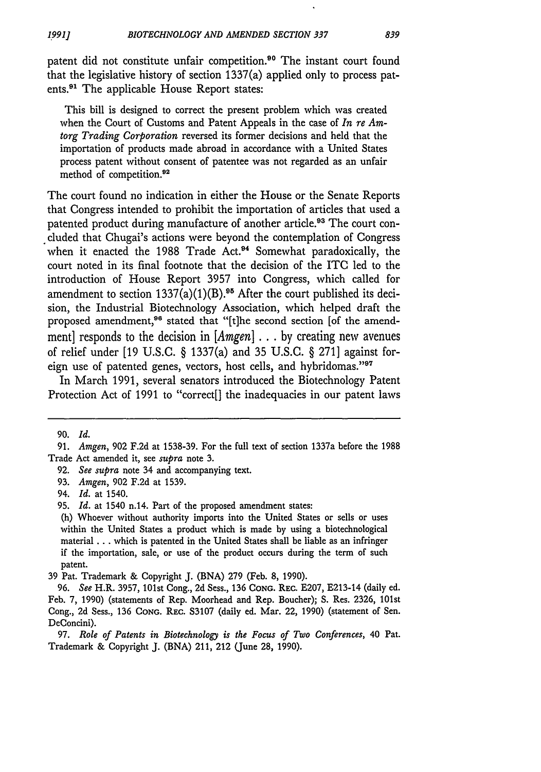patent did not constitute unfair competition.[90] The instant court found that the legislative history of section 1337(a) applied only to process patents.[91] The applicable House Report states:

> This bill is designed to correct the present problem which was created when the Court of Customs and Patent Appeals in the case of *In re Amtorg Trading Corporation* reversed its former decisions and held that the importation of products made abroad in accordance with a United States process patent without consent of patentee was not regarded as an unfair method of competition.[92]

The court found no indication in either the House or the Senate Reports that Congress intended to prohibit the importation of articles that used a patented product during manufacture of another article.[93] The court concluded that Chugai's actions were beyond the contemplation of Congress when it enacted the 1988 Trade Act.[94] Somewhat paradoxically, the court noted in its final footnote that the decision of the ITC led to the introduction of House Report 3957 into Congress, which called for amendment to section 1337(a)(1)(B).[95] After the court published its decision, the Industrial Biotechnology Association, which helped draft the proposed amendment,[96] stated that "[t]he second section [of the amendment] responds to the decision in [*Amgen*] . . . by creating new avenues of relief under [19 U.S.C. § 1337(a) and 35 U.S.C. § 271] against foreign use of patented genes, vectors, host cells, and hybridomas."[97]

In March 1991, several senators introduced the Biotechnology Patent Protection Act of 1991 to "correct[] the inadequacies in our patent laws

---

90. *Id.*

91. *Amgen*, 902 F.2d at 1538-39. For the full text of section 1337a before the 1988 Trade Act amended it, see *supra* note 3.

92. *See supra* note 34 and accompanying text.

93. *Amgen*, 902 F.2d at 1539.

94. *Id.* at 1540.

95. *Id.* at 1540 n.14. Part of the proposed amendment states:

> (h) Whoever without authority imports into the United States or sells or uses within the United States a product which is made by using a biotechnological material . . . which is patented in the United States shall be liable as an infringer if the importation, sale, or use of the product occurs during the term of such patent.

39 Pat. Trademark & Copyright J. (BNA) 279 (Feb. 8, 1990).

96. *See* H.R. 3957, 101st Cong., 2d Sess., 136 CONG. REC. E207, E213-14 (daily ed. Feb. 7, 1990) (statements of Rep. Moorhead and Rep. Boucher); S. Res. 2326, 101st Cong., 2d Sess., 136 CONG. REC. S3107 (daily ed. Mar. 22, 1990) (statement of Sen. DeConcini).

97. *Role of Patents in Biotechnology is the Focus of Two Conferences*, 40 Pat. Trademark & Copyright J. (BNA) 211, 212 (June 28, 1990).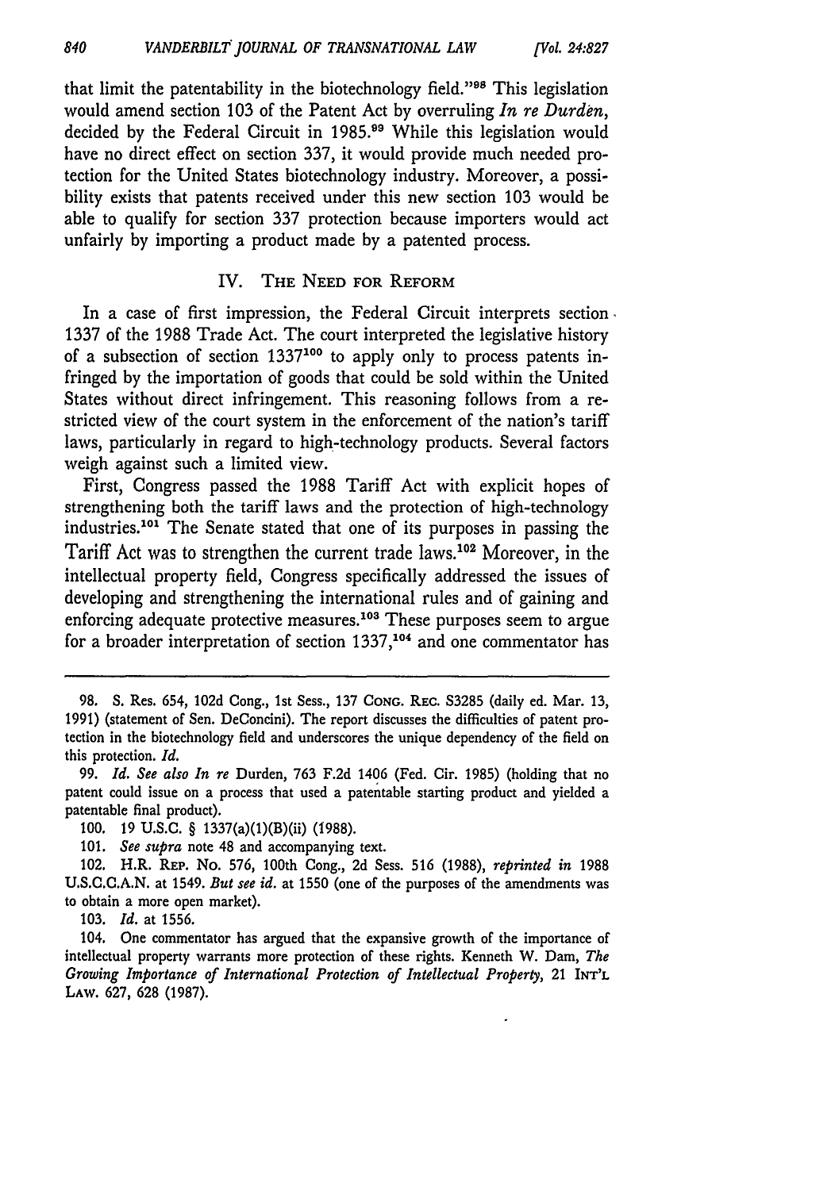that limit the patentability in the biotechnology field."[98] This legislation would amend section 103 of the Patent Act by overruling *In re Durden*, decided by the Federal Circuit in 1985.[99] While this legislation would have no direct effect on section 337, it would provide much needed protection for the United States biotechnology industry. Moreover, a possibility exists that patents received under this new section 103 would be able to qualify for section 337 protection because importers would act unfairly by importing a product made by a patented process.

## IV. The Need for Reform

In a case of first impression, the Federal Circuit interprets section 1337 of the 1988 Trade Act. The court interpreted the legislative history of a subsection of section 1337[100] to apply only to process patents infringed by the importation of goods that could be sold within the United States without direct infringement. This reasoning follows from a restricted view of the court system in the enforcement of the nation's tariff laws, particularly in regard to high-technology products. Several factors weigh against such a limited view.

First, Congress passed the 1988 Tariff Act with explicit hopes of strengthening both the tariff laws and the protection of high-technology industries.[101] The Senate stated that one of its purposes in passing the Tariff Act was to strengthen the current trade laws.[102] Moreover, in the intellectual property field, Congress specifically addressed the issues of developing and strengthening the international rules and of gaining and enforcing adequate protective measures.[103] These purposes seem to argue for a broader interpretation of section 1337,[104] and one commentator has

---

98. S. Res. 654, 102d Cong., 1st Sess., 137 Cong. Rec. S3285 (daily ed. Mar. 13, 1991) (statement of Sen. DeConcini). The report discusses the difficulties of patent protection in the biotechnology field and underscores the unique dependency of the field on this protection. *Id.*

99. *Id. See also In re* Durden, 763 F.2d 1406 (Fed. Cir. 1985) (holding that no patent could issue on a process that used a patentable starting product and yielded a patentable final product).

100. 19 U.S.C. § 1337(a)(1)(B)(ii) (1988).

101. *See supra* note 48 and accompanying text.

102. H.R. Rep. No. 576, 100th Cong., 2d Sess. 516 (1988), *reprinted in* 1988 U.S.C.C.A.N. at 1549. *But see id.* at 1550 (one of the purposes of the amendments was to obtain a more open market).

103. *Id.* at 1556.

104. One commentator has argued that the expansive growth of the importance of intellectual property warrants more protection of these rights. Kenneth W. Dam, *The Growing Importance of International Protection of Intellectual Property*, 21 Int'l Law. 627, 628 (1987).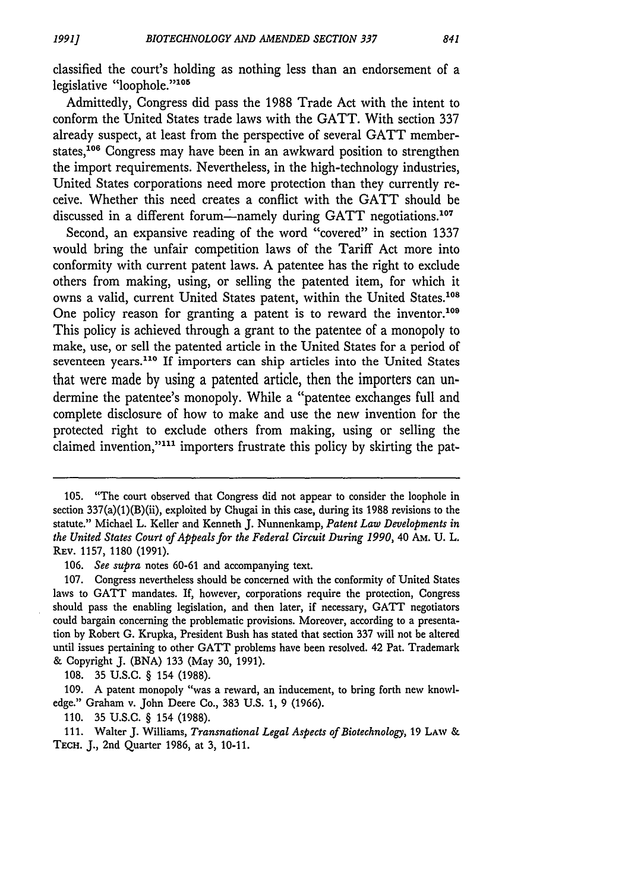classified the court's holding as nothing less than an endorsement of a legislative "loophole."[105]

Admittedly, Congress did pass the 1988 Trade Act with the intent to conform the United States trade laws with the GATT. With section 337 already suspect, at least from the perspective of several GATT member-states,[106] Congress may have been in an awkward position to strengthen the import requirements. Nevertheless, in the high-technology industries, United States corporations need more protection than they currently receive. Whether this need creates a conflict with the GATT should be discussed in a different forum—namely during GATT negotiations.[107]

Second, an expansive reading of the word "covered" in section 1337 would bring the unfair competition laws of the Tariff Act more into conformity with current patent laws. A patentee has the right to exclude others from making, using, or selling the patented item, for which it owns a valid, current United States patent, within the United States.[108] One policy reason for granting a patent is to reward the inventor.[109] This policy is achieved through a grant to the patentee of a monopoly to make, use, or sell the patented article in the United States for a period of seventeen years.[110] If importers can ship articles into the United States that were made by using a patented article, then the importers can undermine the patentee's monopoly. While a "patentee exchanges full and complete disclosure of how to make and use the new invention for the protected right to exclude others from making, using or selling the claimed invention,"[111] importers frustrate this policy by skirting the pat-

---

105. "The court observed that Congress did not appear to consider the loophole in section 337(a)(1)(B)(ii), exploited by Chugai in this case, during its 1988 revisions to the statute." Michael L. Keller and Kenneth J. Nunnenkamp, *Patent Law Developments in the United States Court of Appeals for the Federal Circuit During 1990*, 40 AM. U. L. REV. 1157, 1180 (1991).

106. *See supra* notes 60-61 and accompanying text.

107. Congress nevertheless should be concerned with the conformity of United States laws to GATT mandates. If, however, corporations require the protection, Congress should pass the enabling legislation, and then later, if necessary, GATT negotiators could bargain concerning the problematic provisions. Moreover, according to a presentation by Robert G. Krupka, President Bush has stated that section 337 will not be altered until issues pertaining to other GATT problems have been resolved. 42 Pat. Trademark & Copyright J. (BNA) 133 (May 30, 1991).

108. 35 U.S.C. § 154 (1988).

109. A patent monopoly "was a reward, an inducement, to bring forth new knowledge." Graham v. John Deere Co., 383 U.S. 1, 9 (1966).

110. 35 U.S.C. § 154 (1988).

111. Walter J. Williams, *Transnational Legal Aspects of Biotechnology*, 19 LAW & TECH. J., 2nd Quarter 1986, at 3, 10-11.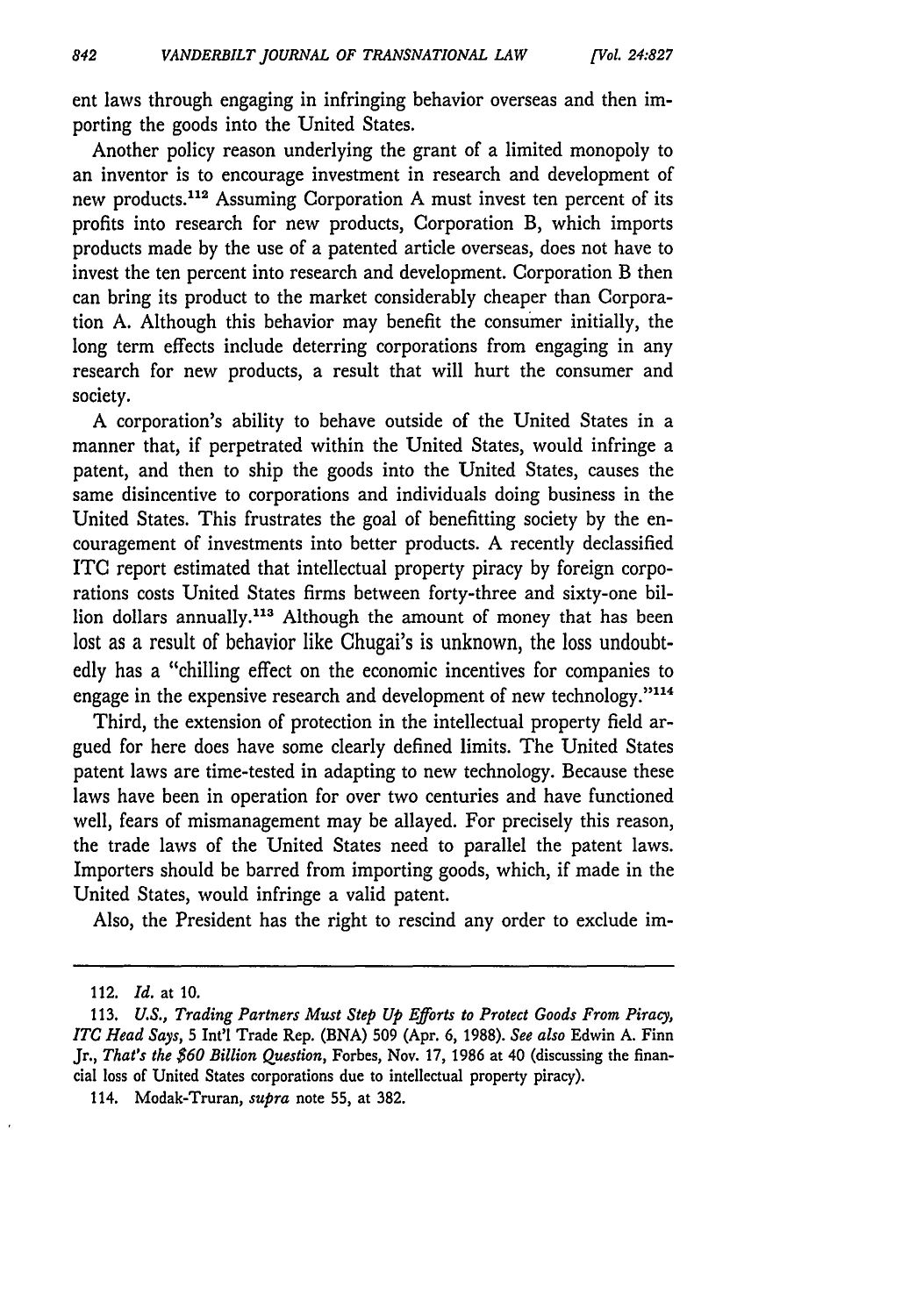ent laws through engaging in infringing behavior overseas and then importing the goods into the United States.

Another policy reason underlying the grant of a limited monopoly to an inventor is to encourage investment in research and development of new products.[112] Assuming Corporation A must invest ten percent of its profits into research for new products, Corporation B, which imports products made by the use of a patented article overseas, does not have to invest the ten percent into research and development. Corporation B then can bring its product to the market considerably cheaper than Corporation A. Although this behavior may benefit the consumer initially, the long term effects include deterring corporations from engaging in any research for new products, a result that will hurt the consumer and society.

A corporation's ability to behave outside of the United States in a manner that, if perpetrated within the United States, would infringe a patent, and then to ship the goods into the United States, causes the same disincentive to corporations and individuals doing business in the United States. This frustrates the goal of benefitting society by the encouragement of investments into better products. A recently declassified ITC report estimated that intellectual property piracy by foreign corporations costs United States firms between forty-three and sixty-one billion dollars annually.[113] Although the amount of money that has been lost as a result of behavior like Chugai's is unknown, the loss undoubtedly has a "chilling effect on the economic incentives for companies to engage in the expensive research and development of new technology."[114]

Third, the extension of protection in the intellectual property field argued for here does have some clearly defined limits. The United States patent laws are time-tested in adapting to new technology. Because these laws have been in operation for over two centuries and have functioned well, fears of mismanagement may be allayed. For precisely this reason, the trade laws of the United States need to parallel the patent laws. Importers should be barred from importing goods, which, if made in the United States, would infringe a valid patent.

Also, the President has the right to rescind any order to exclude im-

---

112. *Id.* at 10.

113. *U.S., Trading Partners Must Step Up Efforts to Protect Goods From Piracy, ITC Head Says*, 5 Int'l Trade Rep. (BNA) 509 (Apr. 6, 1988). *See also* Edwin A. Finn Jr., *That's the $60 Billion Question*, Forbes, Nov. 17, 1986 at 40 (discussing the financial loss of United States corporations due to intellectual property piracy).

114. Modak-Truran, *supra* note 55, at 382.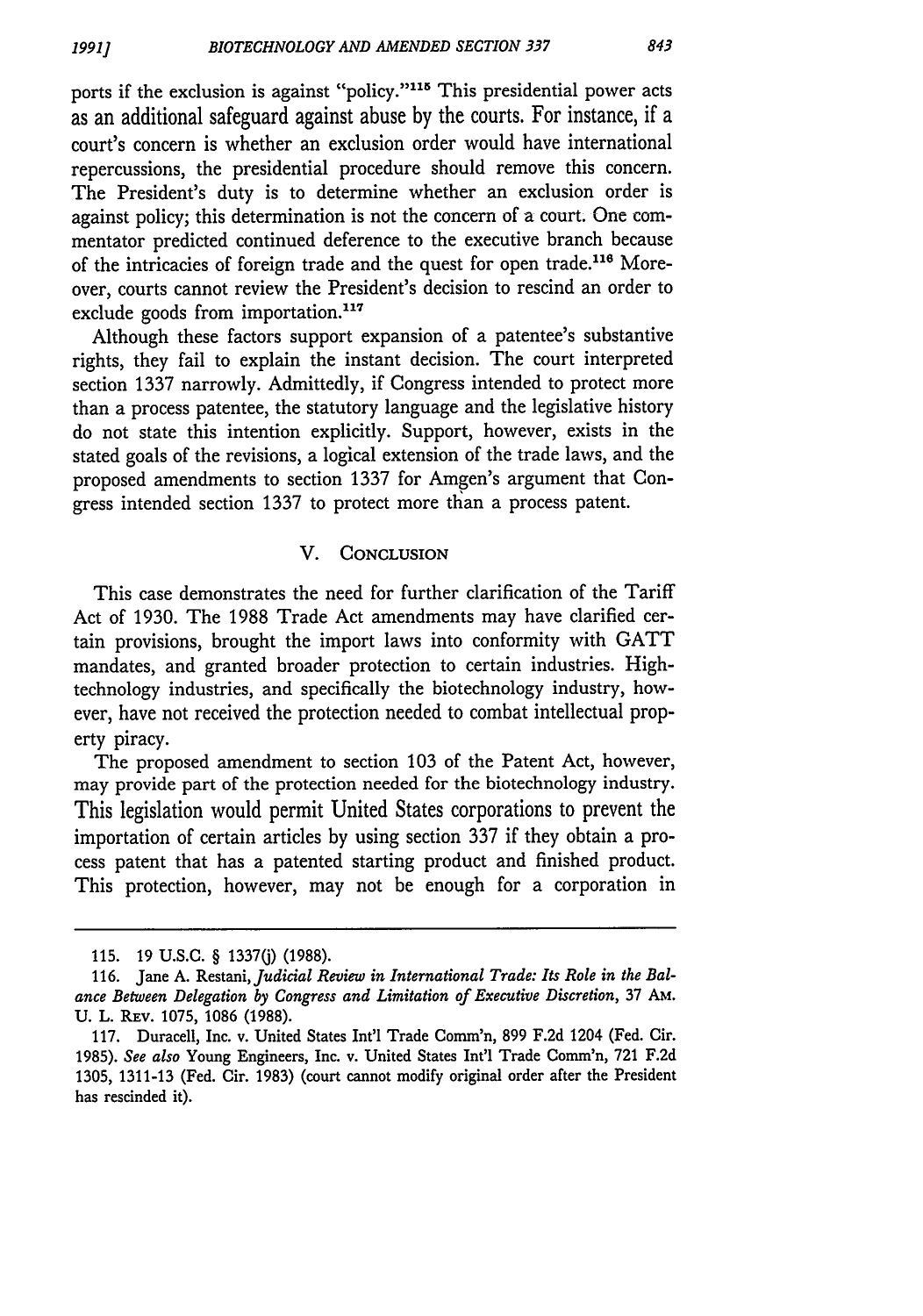ports if the exclusion is against "policy."[115] This presidential power acts as an additional safeguard against abuse by the courts. For instance, if a court's concern is whether an exclusion order would have international repercussions, the presidential procedure should remove this concern. The President's duty is to determine whether an exclusion order is against policy; this determination is not the concern of a court. One commentator predicted continued deference to the executive branch because of the intricacies of foreign trade and the quest for open trade.[116] Moreover, courts cannot review the President's decision to rescind an order to exclude goods from importation.[117]

Although these factors support expansion of a patentee's substantive rights, they fail to explain the instant decision. The court interpreted section 1337 narrowly. Admittedly, if Congress intended to protect more than a process patentee, the statutory language and the legislative history do not state this intention explicitly. Support, however, exists in the stated goals of the revisions, a logical extension of the trade laws, and the proposed amendments to section 1337 for Amgen's argument that Congress intended section 1337 to protect more than a process patent.

## V. Conclusion

This case demonstrates the need for further clarification of the Tariff Act of 1930. The 1988 Trade Act amendments may have clarified certain provisions, brought the import laws into conformity with GATT mandates, and granted broader protection to certain industries. High-technology industries, and specifically the biotechnology industry, however, have not received the protection needed to combat intellectual property piracy.

The proposed amendment to section 103 of the Patent Act, however, may provide part of the protection needed for the biotechnology industry. This legislation would permit United States corporations to prevent the importation of certain articles by using section 337 if they obtain a process patent that has a patented starting product and finished product. This protection, however, may not be enough for a corporation in

---

115. 19 U.S.C. § 1337(j) (1988).

116. Jane A. Restani, *Judicial Review in International Trade: Its Role in the Balance Between Delegation by Congress and Limitation of Executive Discretion*, 37 Am. U. L. Rev. 1075, 1086 (1988).

117. Duracell, Inc. v. United States Int'l Trade Comm'n, 899 F.2d 1204 (Fed. Cir. 1985). *See also* Young Engineers, Inc. v. United States Int'l Trade Comm'n, 721 F.2d 1305, 1311-13 (Fed. Cir. 1983) (court cannot modify original order after the President has rescinded it).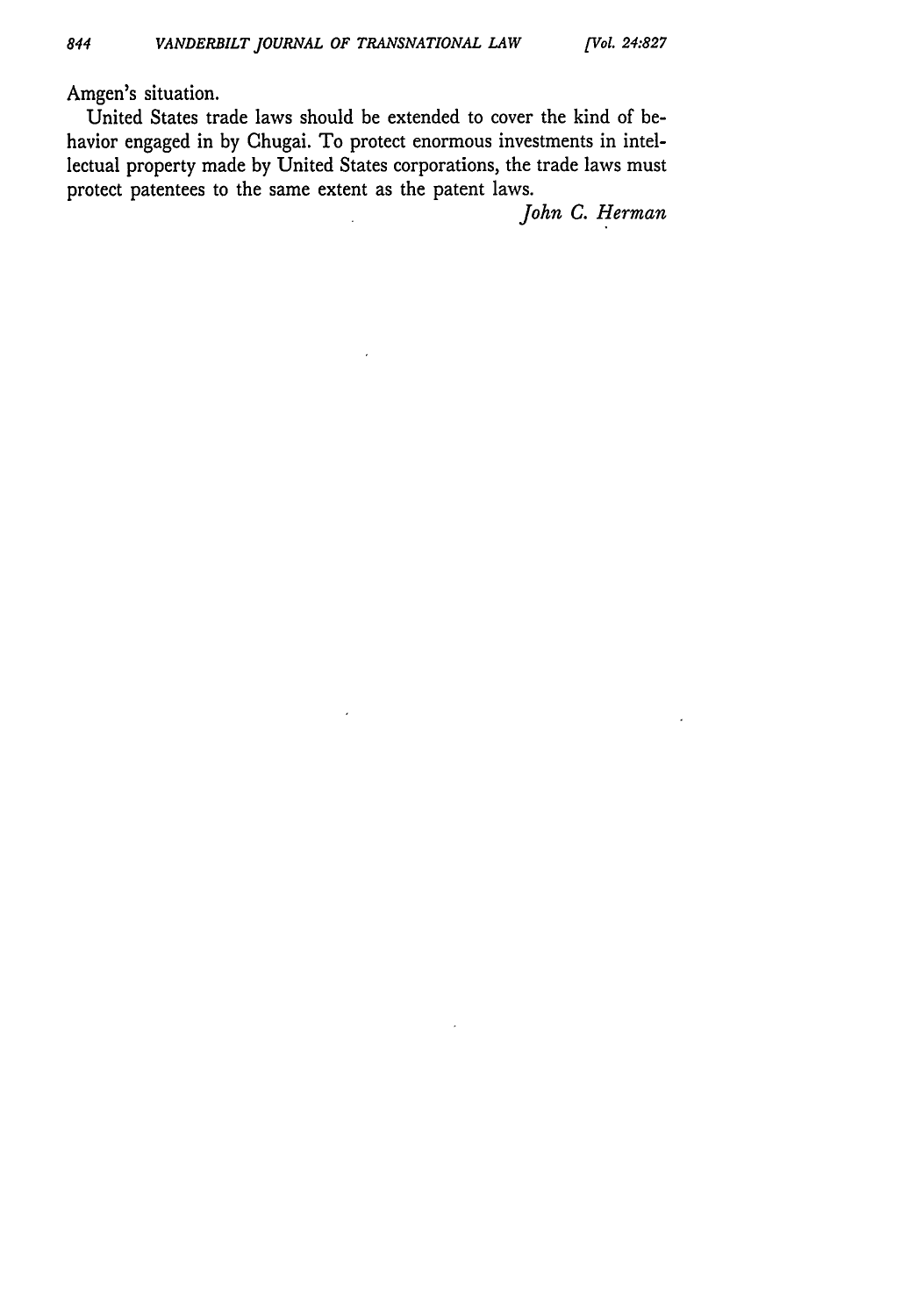Amgen's situation.

United States trade laws should be extended to cover the kind of behavior engaged in by Chugai. To protect enormous investments in intellectual property made by United States corporations, the trade laws must protect patentees to the same extent as the patent laws.

*John C. Herman*